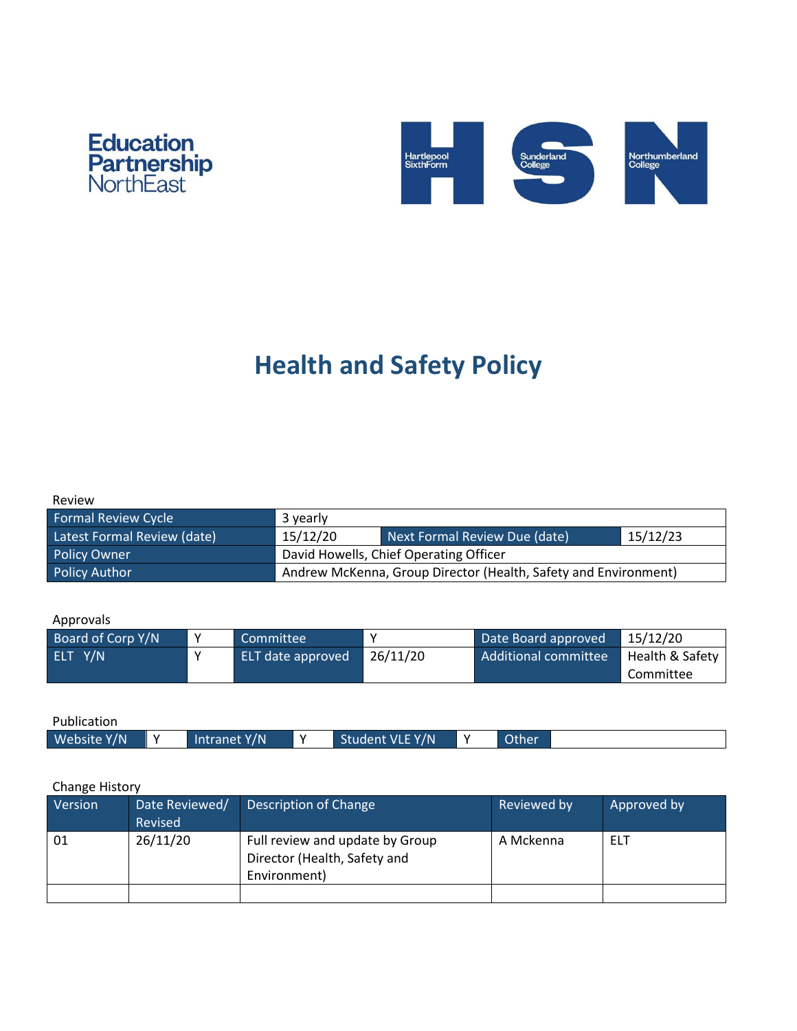Education Partnership NorthEast

Hartlepool SixthForm | Sunderland College | Northumberland College

# Health and Safety Policy

Review

| Formal Review Cycle | 3 yearly | | |
|---|---|---|---|
| Latest Formal Review (date) | 15/12/20 | Next Formal Review Due (date) | 15/12/23 |
| Policy Owner | David Howells, Chief Operating Officer | | |
| Policy Author | Andrew McKenna, Group Director (Health, Safety and Environment) | | |

Approvals

| Board of Corp Y/N | Y | Committee | Y | Date Board approved | 15/12/20 |
|---|---|---|---|---|---|
| ELT Y/N | Y | ELT date approved | 26/11/20 | Additional committee | Health & Safety Committee |

Publication

| Website Y/N | Y | Intranet Y/N | Y | Student VLE Y/N | Y | Other | |
|---|---|---|---|---|---|---|---|

Change History

| Version | Date Reviewed/ Revised | Description of Change | Reviewed by | Approved by |
|---|---|---|---|---|
| 01 | 26/11/20 | Full review and update by Group Director (Health, Safety and Environment) | A Mckenna | ELT |
| | | | | |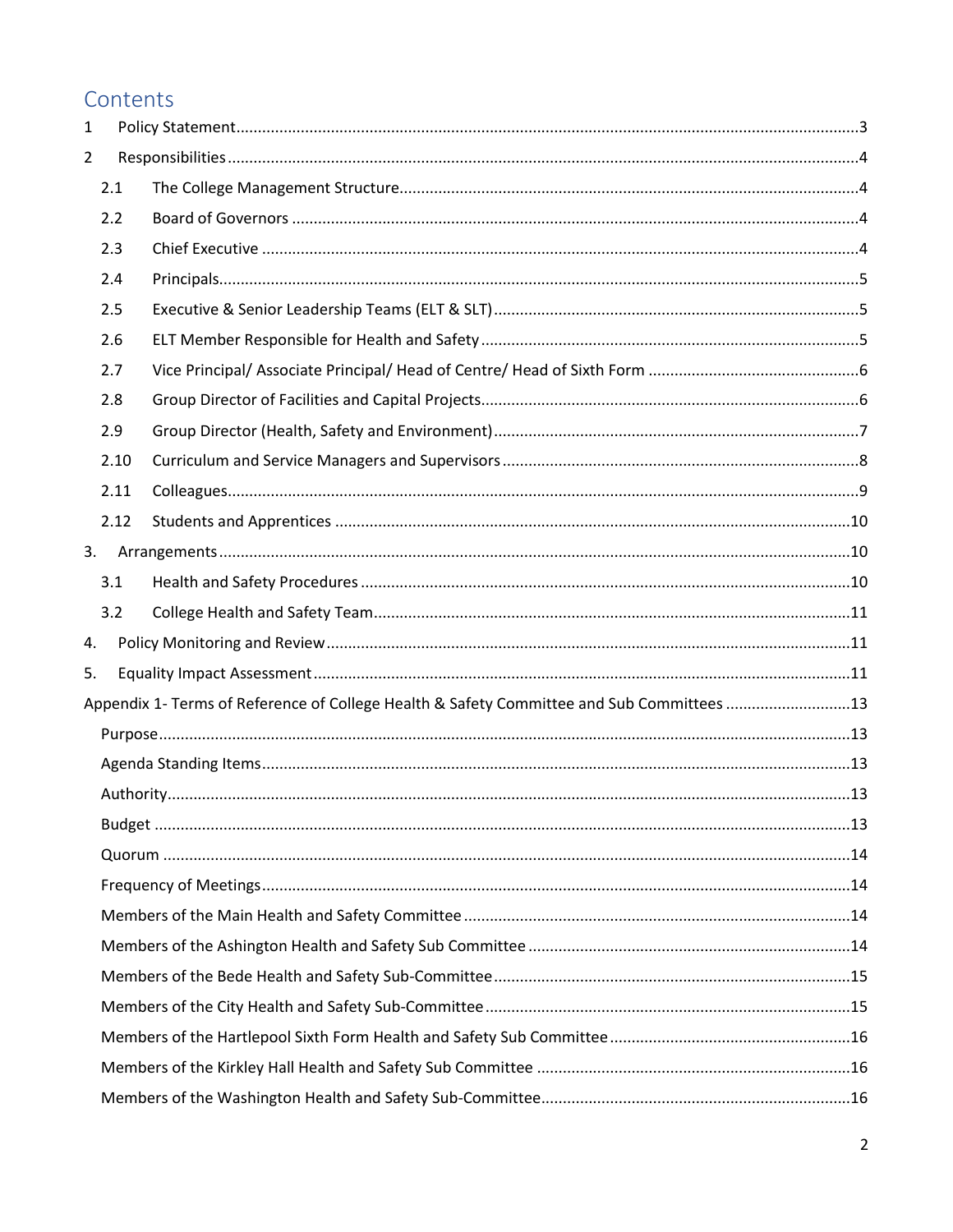# Contents

1 Policy Statement ..... 3

2 Responsibilities ..... 4

- 2.1 The College Management Structure ..... 4
- 2.2 Board of Governors ..... 4
- 2.3 Chief Executive ..... 4
- 2.4 Principals ..... 5
- 2.5 Executive & Senior Leadership Teams (ELT & SLT) ..... 5
- 2.6 ELT Member Responsible for Health and Safety ..... 5
- 2.7 Vice Principal/ Associate Principal/ Head of Centre/ Head of Sixth Form ..... 6
- 2.8 Group Director of Facilities and Capital Projects ..... 6
- 2.9 Group Director (Health, Safety and Environment) ..... 7
- 2.10 Curriculum and Service Managers and Supervisors ..... 8
- 2.11 Colleagues ..... 9
- 2.12 Students and Apprentices ..... 10

3. Arrangements ..... 10

- 3.1 Health and Safety Procedures ..... 10
- 3.2 College Health and Safety Team ..... 11

4. Policy Monitoring and Review ..... 11

5. Equality Impact Assessment ..... 11

Appendix 1- Terms of Reference of College Health & Safety Committee and Sub Committees ..... 13

- Purpose ..... 13
- Agenda Standing Items ..... 13
- Authority ..... 13
- Budget ..... 13
- Quorum ..... 14
- Frequency of Meetings ..... 14
- Members of the Main Health and Safety Committee ..... 14
- Members of the Ashington Health and Safety Sub Committee ..... 14
- Members of the Bede Health and Safety Sub-Committee ..... 15
- Members of the City Health and Safety Sub-Committee ..... 15
- Members of the Hartlepool Sixth Form Health and Safety Sub Committee ..... 16
- Members of the Kirkley Hall Health and Safety Sub Committee ..... 16
- Members of the Washington Health and Safety Sub-Committee ..... 16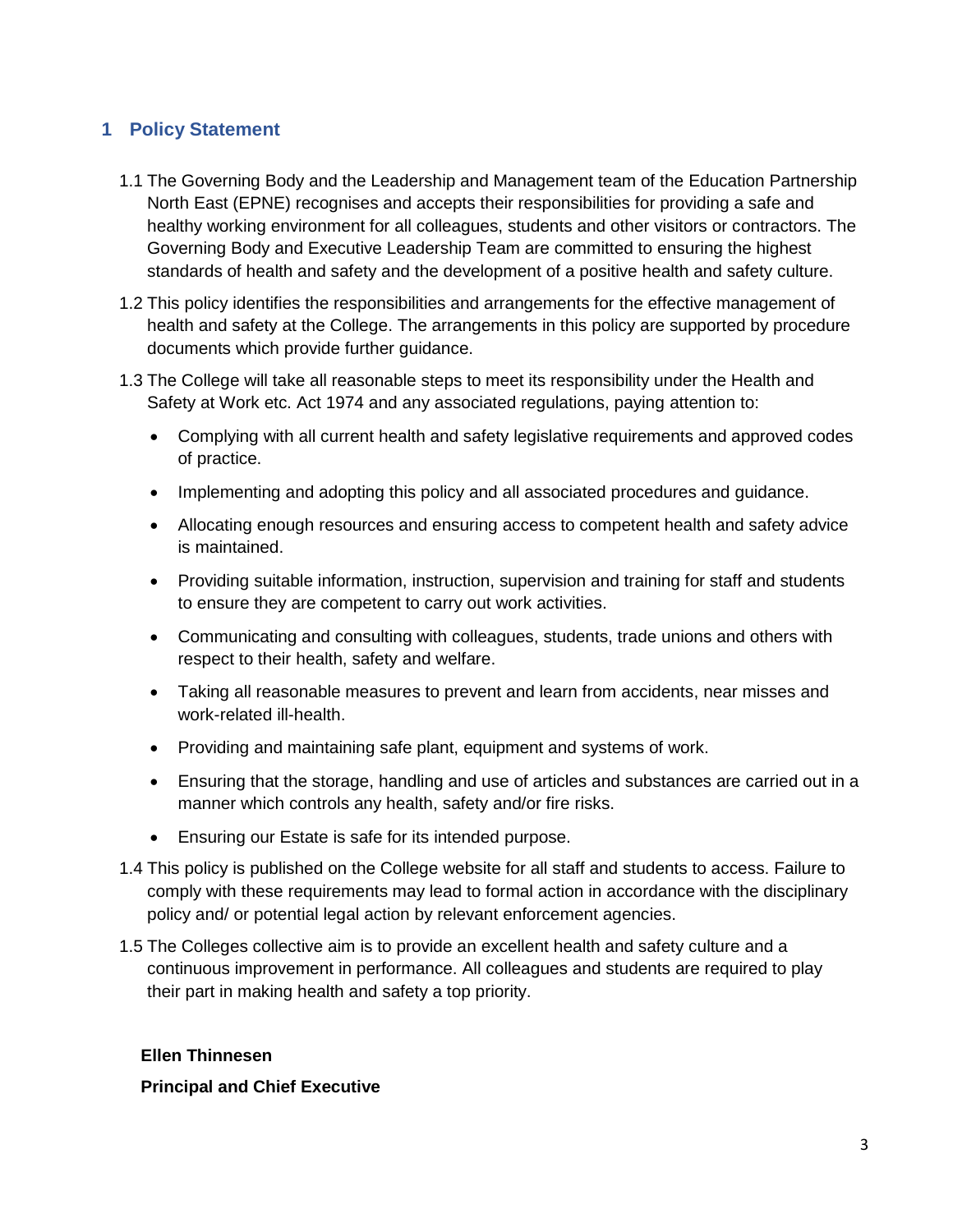# 1 Policy Statement

1.1 The Governing Body and the Leadership and Management team of the Education Partnership North East (EPNE) recognises and accepts their responsibilities for providing a safe and healthy working environment for all colleagues, students and other visitors or contractors. The Governing Body and Executive Leadership Team are committed to ensuring the highest standards of health and safety and the development of a positive health and safety culture.

1.2 This policy identifies the responsibilities and arrangements for the effective management of health and safety at the College. The arrangements in this policy are supported by procedure documents which provide further guidance.

1.3 The College will take all reasonable steps to meet its responsibility under the Health and Safety at Work etc. Act 1974 and any associated regulations, paying attention to:

- Complying with all current health and safety legislative requirements and approved codes of practice.
- Implementing and adopting this policy and all associated procedures and guidance.
- Allocating enough resources and ensuring access to competent health and safety advice is maintained.
- Providing suitable information, instruction, supervision and training for staff and students to ensure they are competent to carry out work activities.
- Communicating and consulting with colleagues, students, trade unions and others with respect to their health, safety and welfare.
- Taking all reasonable measures to prevent and learn from accidents, near misses and work-related ill-health.
- Providing and maintaining safe plant, equipment and systems of work.
- Ensuring that the storage, handling and use of articles and substances are carried out in a manner which controls any health, safety and/or fire risks.
- Ensuring our Estate is safe for its intended purpose.

1.4 This policy is published on the College website for all staff and students to access. Failure to comply with these requirements may lead to formal action in accordance with the disciplinary policy and/ or potential legal action by relevant enforcement agencies.

1.5 The Colleges collective aim is to provide an excellent health and safety culture and a continuous improvement in performance. All colleagues and students are required to play their part in making health and safety a top priority.

**Ellen Thinnesen**

**Principal and Chief Executive**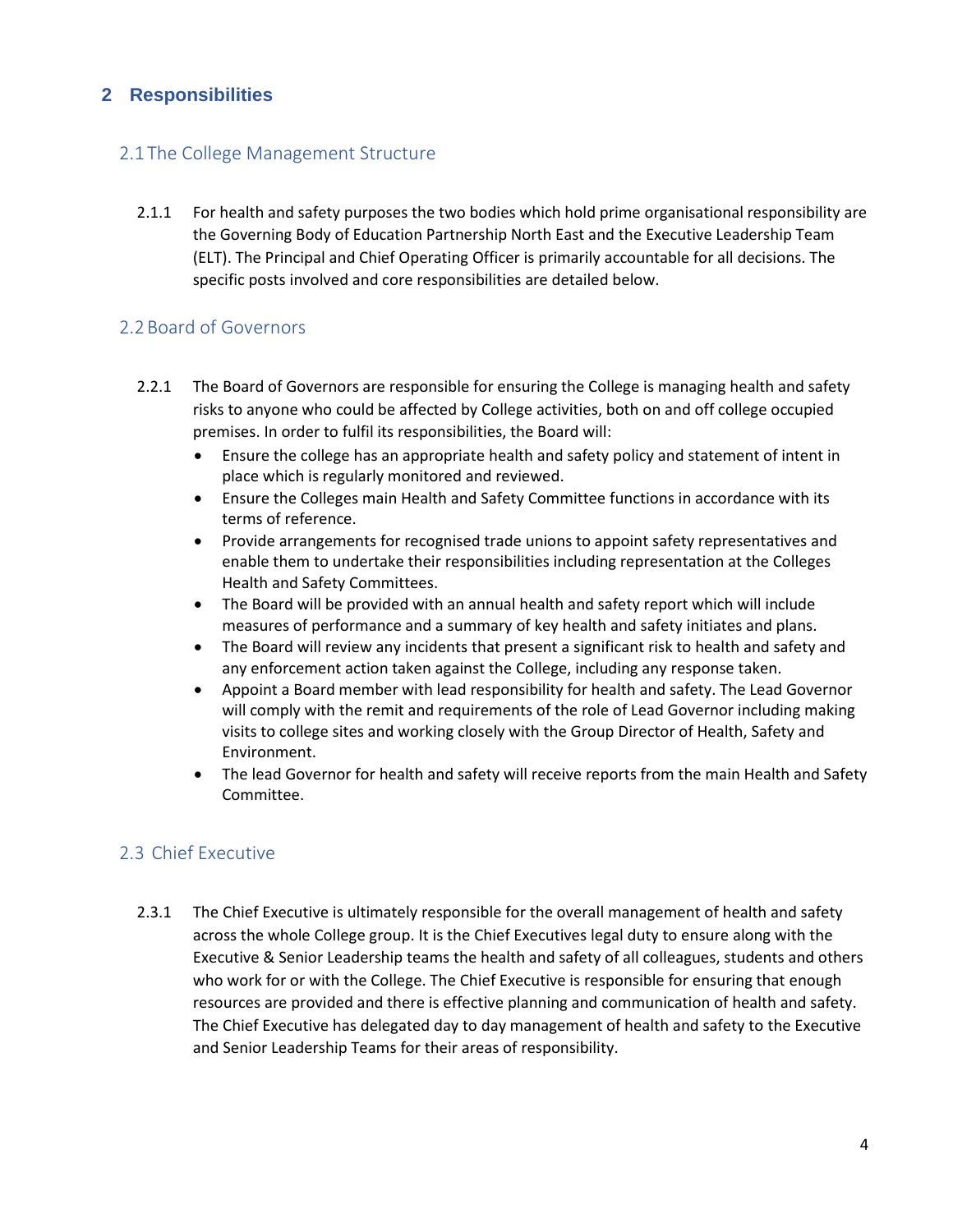## 2 Responsibilities

### 2.1 The College Management Structure

2.1.1 For health and safety purposes the two bodies which hold prime organisational responsibility are the Governing Body of Education Partnership North East and the Executive Leadership Team (ELT). The Principal and Chief Operating Officer is primarily accountable for all decisions. The specific posts involved and core responsibilities are detailed below.

### 2.2 Board of Governors

2.2.1 The Board of Governors are responsible for ensuring the College is managing health and safety risks to anyone who could be affected by College activities, both on and off college occupied premises. In order to fulfil its responsibilities, the Board will:

- Ensure the college has an appropriate health and safety policy and statement of intent in place which is regularly monitored and reviewed.
- Ensure the Colleges main Health and Safety Committee functions in accordance with its terms of reference.
- Provide arrangements for recognised trade unions to appoint safety representatives and enable them to undertake their responsibilities including representation at the Colleges Health and Safety Committees.
- The Board will be provided with an annual health and safety report which will include measures of performance and a summary of key health and safety initiates and plans.
- The Board will review any incidents that present a significant risk to health and safety and any enforcement action taken against the College, including any response taken.
- Appoint a Board member with lead responsibility for health and safety. The Lead Governor will comply with the remit and requirements of the role of Lead Governor including making visits to college sites and working closely with the Group Director of Health, Safety and Environment.
- The lead Governor for health and safety will receive reports from the main Health and Safety Committee.

### 2.3 Chief Executive

2.3.1 The Chief Executive is ultimately responsible for the overall management of health and safety across the whole College group. It is the Chief Executives legal duty to ensure along with the Executive & Senior Leadership teams the health and safety of all colleagues, students and others who work for or with the College. The Chief Executive is responsible for ensuring that enough resources are provided and there is effective planning and communication of health and safety. The Chief Executive has delegated day to day management of health and safety to the Executive and Senior Leadership Teams for their areas of responsibility.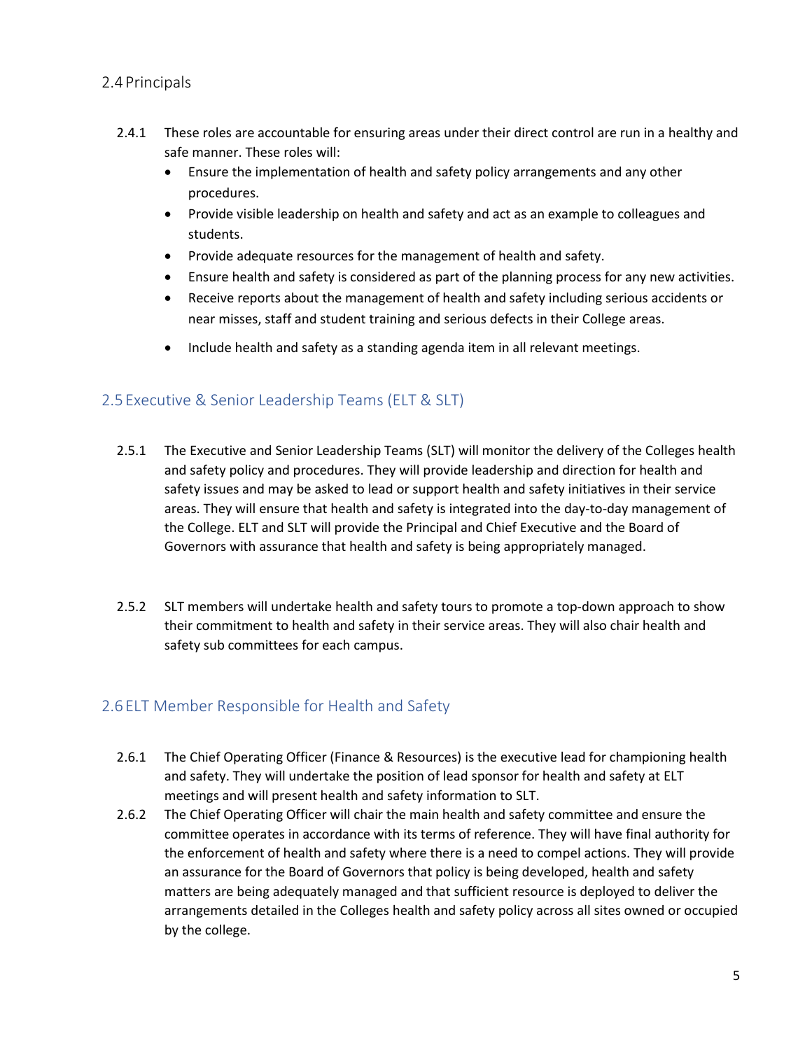## 2.4 Principals

2.4.1 These roles are accountable for ensuring areas under their direct control are run in a healthy and safe manner. These roles will:

- Ensure the implementation of health and safety policy arrangements and any other procedures.
- Provide visible leadership on health and safety and act as an example to colleagues and students.
- Provide adequate resources for the management of health and safety.
- Ensure health and safety is considered as part of the planning process for any new activities.
- Receive reports about the management of health and safety including serious accidents or near misses, staff and student training and serious defects in their College areas.
- Include health and safety as a standing agenda item in all relevant meetings.

## 2.5 Executive & Senior Leadership Teams (ELT & SLT)

2.5.1 The Executive and Senior Leadership Teams (SLT) will monitor the delivery of the Colleges health and safety policy and procedures. They will provide leadership and direction for health and safety issues and may be asked to lead or support health and safety initiatives in their service areas. They will ensure that health and safety is integrated into the day-to-day management of the College. ELT and SLT will provide the Principal and Chief Executive and the Board of Governors with assurance that health and safety is being appropriately managed.

2.5.2 SLT members will undertake health and safety tours to promote a top-down approach to show their commitment to health and safety in their service areas. They will also chair health and safety sub committees for each campus.

## 2.6 ELT Member Responsible for Health and Safety

2.6.1 The Chief Operating Officer (Finance & Resources) is the executive lead for championing health and safety. They will undertake the position of lead sponsor for health and safety at ELT meetings and will present health and safety information to SLT.

2.6.2 The Chief Operating Officer will chair the main health and safety committee and ensure the committee operates in accordance with its terms of reference. They will have final authority for the enforcement of health and safety where there is a need to compel actions. They will provide an assurance for the Board of Governors that policy is being developed, health and safety matters are being adequately managed and that sufficient resource is deployed to deliver the arrangements detailed in the Colleges health and safety policy across all sites owned or occupied by the college.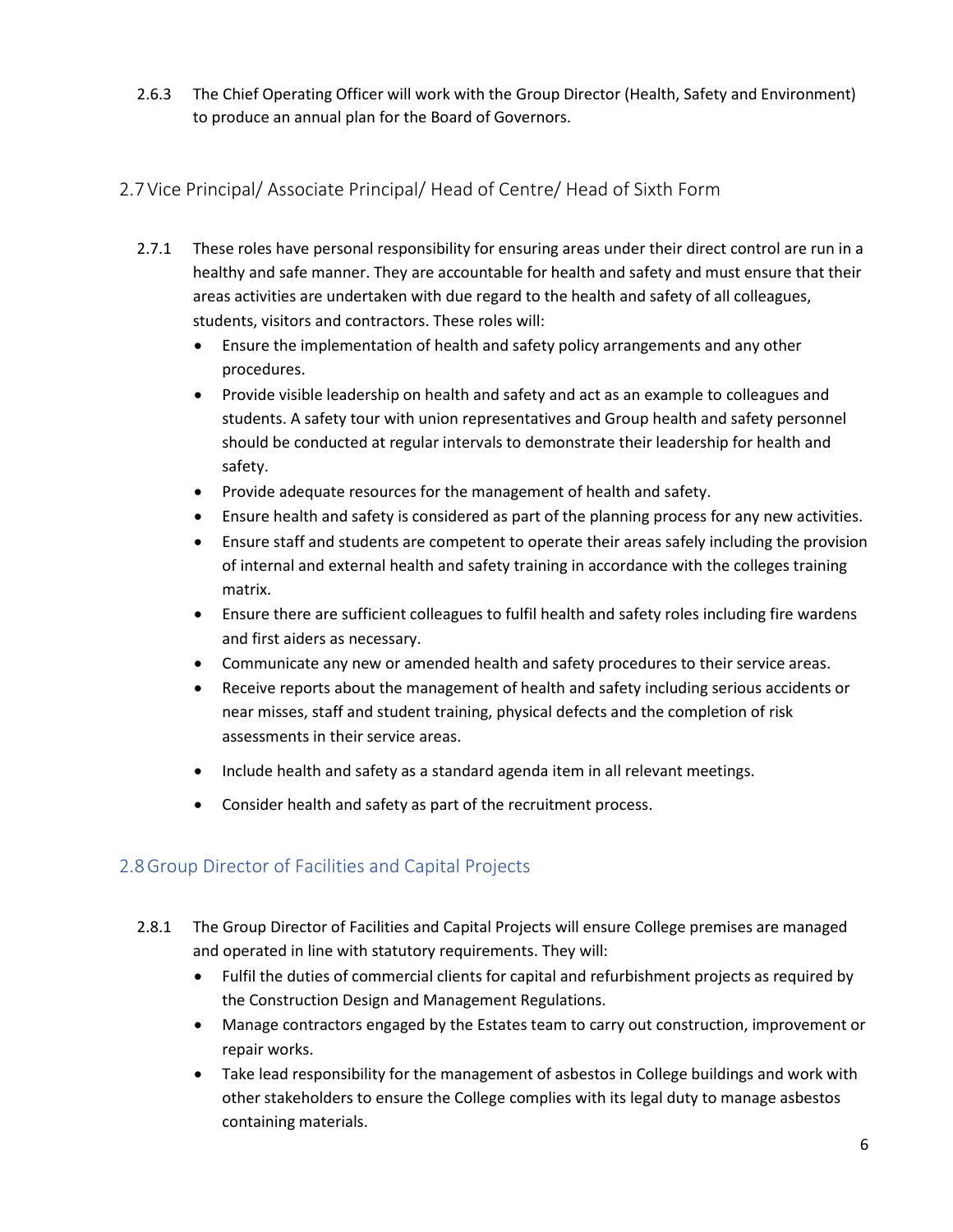2.6.3 The Chief Operating Officer will work with the Group Director (Health, Safety and Environment) to produce an annual plan for the Board of Governors.

## 2.7 Vice Principal/ Associate Principal/ Head of Centre/ Head of Sixth Form

2.7.1 These roles have personal responsibility for ensuring areas under their direct control are run in a healthy and safe manner. They are accountable for health and safety and must ensure that their areas activities are undertaken with due regard to the health and safety of all colleagues, students, visitors and contractors. These roles will:

- Ensure the implementation of health and safety policy arrangements and any other procedures.
- Provide visible leadership on health and safety and act as an example to colleagues and students. A safety tour with union representatives and Group health and safety personnel should be conducted at regular intervals to demonstrate their leadership for health and safety.
- Provide adequate resources for the management of health and safety.
- Ensure health and safety is considered as part of the planning process for any new activities.
- Ensure staff and students are competent to operate their areas safely including the provision of internal and external health and safety training in accordance with the colleges training matrix.
- Ensure there are sufficient colleagues to fulfil health and safety roles including fire wardens and first aiders as necessary.
- Communicate any new or amended health and safety procedures to their service areas.
- Receive reports about the management of health and safety including serious accidents or near misses, staff and student training, physical defects and the completion of risk assessments in their service areas.
- Include health and safety as a standard agenda item in all relevant meetings.
- Consider health and safety as part of the recruitment process.

## 2.8 Group Director of Facilities and Capital Projects

2.8.1 The Group Director of Facilities and Capital Projects will ensure College premises are managed and operated in line with statutory requirements. They will:

- Fulfil the duties of commercial clients for capital and refurbishment projects as required by the Construction Design and Management Regulations.
- Manage contractors engaged by the Estates team to carry out construction, improvement or repair works.
- Take lead responsibility for the management of asbestos in College buildings and work with other stakeholders to ensure the College complies with its legal duty to manage asbestos containing materials.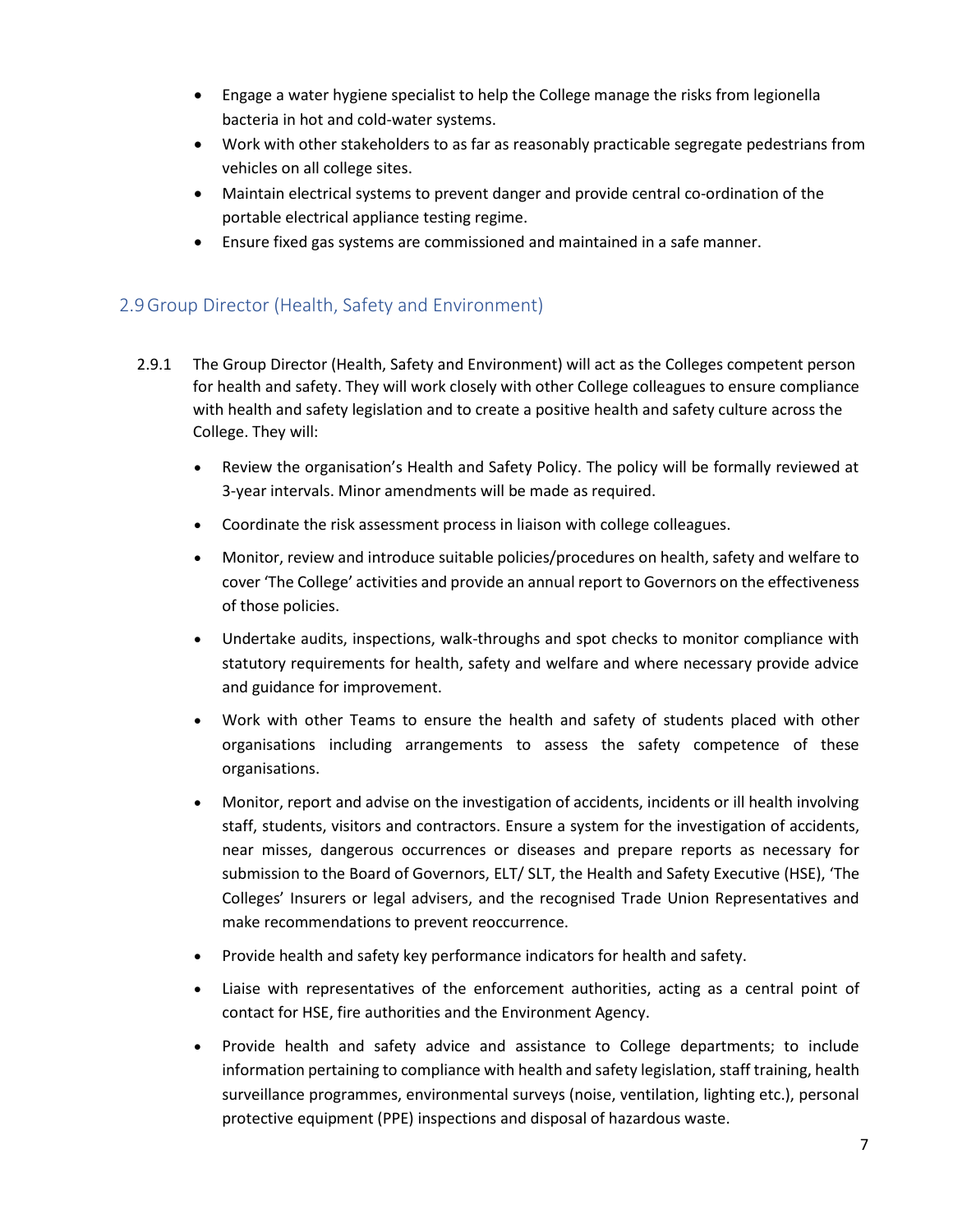- Engage a water hygiene specialist to help the College manage the risks from legionella bacteria in hot and cold-water systems.
- Work with other stakeholders to as far as reasonably practicable segregate pedestrians from vehicles on all college sites.
- Maintain electrical systems to prevent danger and provide central co-ordination of the portable electrical appliance testing regime.
- Ensure fixed gas systems are commissioned and maintained in a safe manner.

## 2.9 Group Director (Health, Safety and Environment)

2.9.1 The Group Director (Health, Safety and Environment) will act as the Colleges competent person for health and safety. They will work closely with other College colleagues to ensure compliance with health and safety legislation and to create a positive health and safety culture across the College. They will:

- Review the organisation's Health and Safety Policy. The policy will be formally reviewed at 3-year intervals. Minor amendments will be made as required.
- Coordinate the risk assessment process in liaison with college colleagues.
- Monitor, review and introduce suitable policies/procedures on health, safety and welfare to cover 'The College' activities and provide an annual report to Governors on the effectiveness of those policies.
- Undertake audits, inspections, walk-throughs and spot checks to monitor compliance with statutory requirements for health, safety and welfare and where necessary provide advice and guidance for improvement.
- Work with other Teams to ensure the health and safety of students placed with other organisations including arrangements to assess the safety competence of these organisations.
- Monitor, report and advise on the investigation of accidents, incidents or ill health involving staff, students, visitors and contractors. Ensure a system for the investigation of accidents, near misses, dangerous occurrences or diseases and prepare reports as necessary for submission to the Board of Governors, ELT/ SLT, the Health and Safety Executive (HSE), 'The Colleges' Insurers or legal advisers, and the recognised Trade Union Representatives and make recommendations to prevent reoccurrence.
- Provide health and safety key performance indicators for health and safety.
- Liaise with representatives of the enforcement authorities, acting as a central point of contact for HSE, fire authorities and the Environment Agency.
- Provide health and safety advice and assistance to College departments; to include information pertaining to compliance with health and safety legislation, staff training, health surveillance programmes, environmental surveys (noise, ventilation, lighting etc.), personal protective equipment (PPE) inspections and disposal of hazardous waste.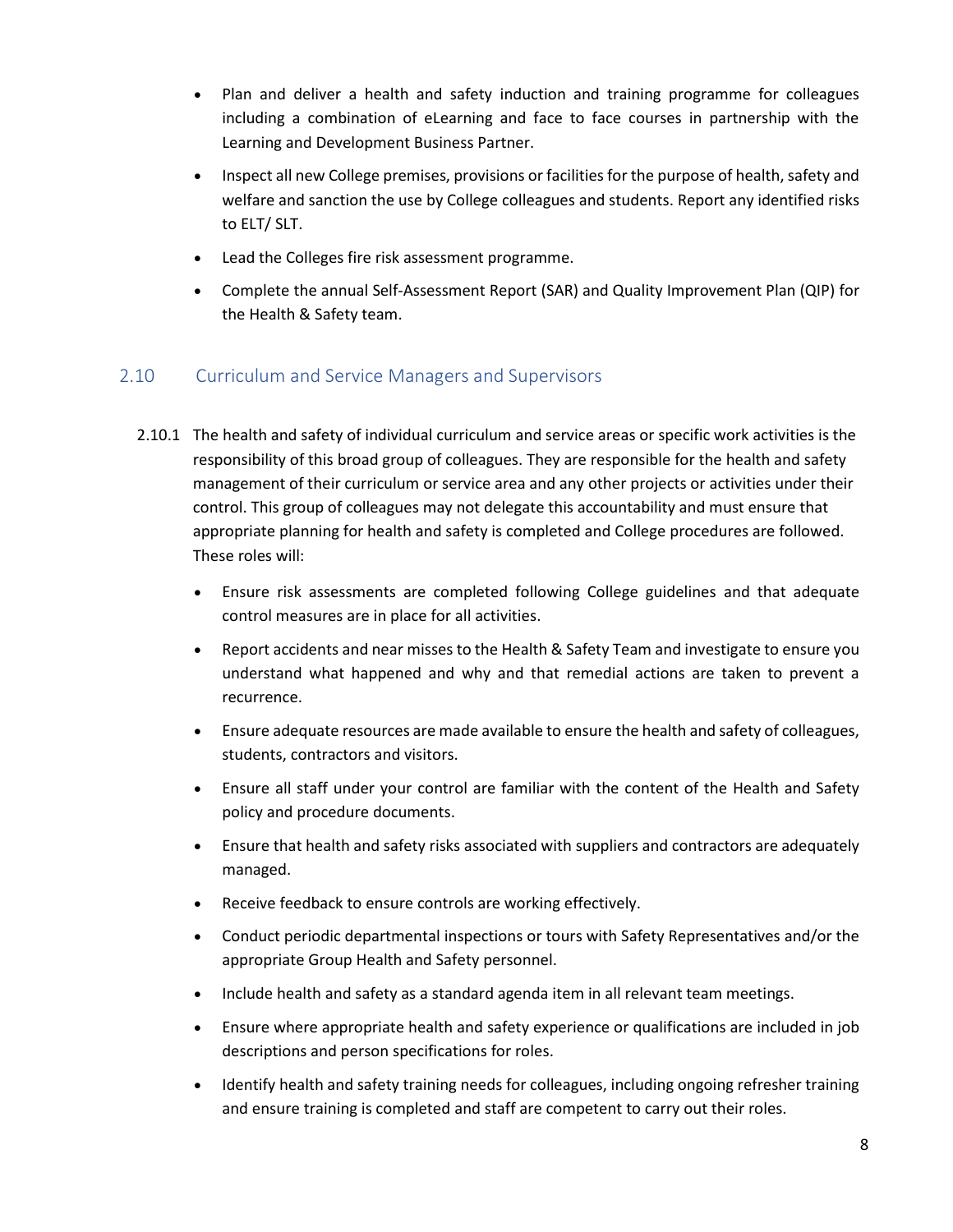- Plan and deliver a health and safety induction and training programme for colleagues including a combination of eLearning and face to face courses in partnership with the Learning and Development Business Partner.
- Inspect all new College premises, provisions or facilities for the purpose of health, safety and welfare and sanction the use by College colleagues and students. Report any identified risks to ELT/ SLT.
- Lead the Colleges fire risk assessment programme.
- Complete the annual Self-Assessment Report (SAR) and Quality Improvement Plan (QIP) for the Health & Safety team.

## 2.10 Curriculum and Service Managers and Supervisors

2.10.1 The health and safety of individual curriculum and service areas or specific work activities is the responsibility of this broad group of colleagues. They are responsible for the health and safety management of their curriculum or service area and any other projects or activities under their control. This group of colleagues may not delegate this accountability and must ensure that appropriate planning for health and safety is completed and College procedures are followed. These roles will:

- Ensure risk assessments are completed following College guidelines and that adequate control measures are in place for all activities.
- Report accidents and near misses to the Health & Safety Team and investigate to ensure you understand what happened and why and that remedial actions are taken to prevent a recurrence.
- Ensure adequate resources are made available to ensure the health and safety of colleagues, students, contractors and visitors.
- Ensure all staff under your control are familiar with the content of the Health and Safety policy and procedure documents.
- Ensure that health and safety risks associated with suppliers and contractors are adequately managed.
- Receive feedback to ensure controls are working effectively.
- Conduct periodic departmental inspections or tours with Safety Representatives and/or the appropriate Group Health and Safety personnel.
- Include health and safety as a standard agenda item in all relevant team meetings.
- Ensure where appropriate health and safety experience or qualifications are included in job descriptions and person specifications for roles.
- Identify health and safety training needs for colleagues, including ongoing refresher training and ensure training is completed and staff are competent to carry out their roles.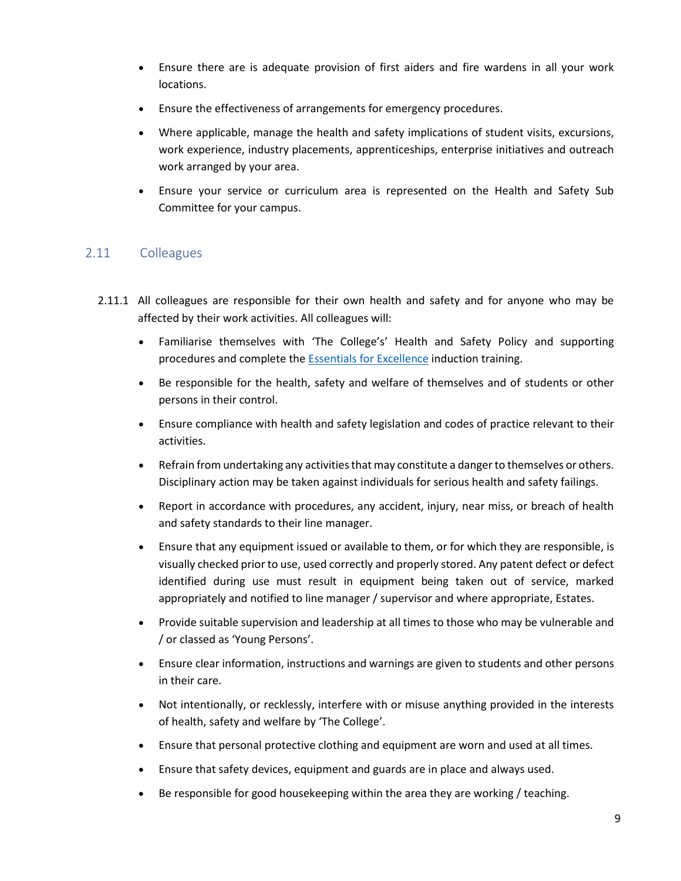- Ensure there are is adequate provision of first aiders and fire wardens in all your work locations.
- Ensure the effectiveness of arrangements for emergency procedures.
- Where applicable, manage the health and safety implications of student visits, excursions, work experience, industry placements, apprenticeships, enterprise initiatives and outreach work arranged by your area.
- Ensure your service or curriculum area is represented on the Health and Safety Sub Committee for your campus.

## 2.11 Colleagues

2.11.1 All colleagues are responsible for their own health and safety and for anyone who may be affected by their work activities. All colleagues will:

- Familiarise themselves with 'The College's' Health and Safety Policy and supporting procedures and complete the [Essentials for Excellence]() induction training.
- Be responsible for the health, safety and welfare of themselves and of students or other persons in their control.
- Ensure compliance with health and safety legislation and codes of practice relevant to their activities.
- Refrain from undertaking any activities that may constitute a danger to themselves or others. Disciplinary action may be taken against individuals for serious health and safety failings.
- Report in accordance with procedures, any accident, injury, near miss, or breach of health and safety standards to their line manager.
- Ensure that any equipment issued or available to them, or for which they are responsible, is visually checked prior to use, used correctly and properly stored. Any patent defect or defect identified during use must result in equipment being taken out of service, marked appropriately and notified to line manager / supervisor and where appropriate, Estates.
- Provide suitable supervision and leadership at all times to those who may be vulnerable and / or classed as 'Young Persons'.
- Ensure clear information, instructions and warnings are given to students and other persons in their care.
- Not intentionally, or recklessly, interfere with or misuse anything provided in the interests of health, safety and welfare by 'The College'.
- Ensure that personal protective clothing and equipment are worn and used at all times.
- Ensure that safety devices, equipment and guards are in place and always used.
- Be responsible for good housekeeping within the area they are working / teaching.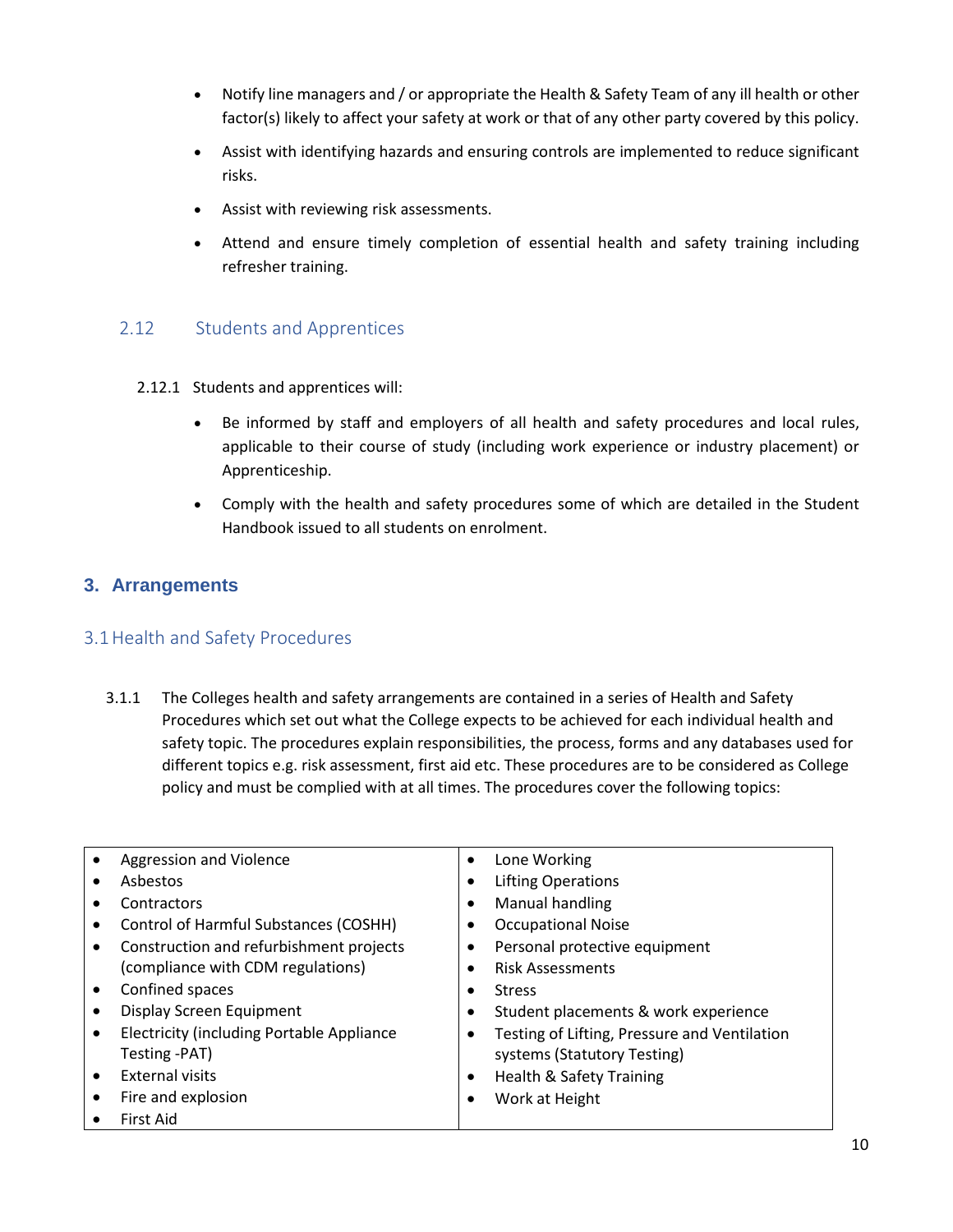- Notify line managers and / or appropriate the Health & Safety Team of any ill health or other factor(s) likely to affect your safety at work or that of any other party covered by this policy.
- Assist with identifying hazards and ensuring controls are implemented to reduce significant risks.
- Assist with reviewing risk assessments.
- Attend and ensure timely completion of essential health and safety training including refresher training.

### 2.12 Students and Apprentices

2.12.1 Students and apprentices will:

- Be informed by staff and employers of all health and safety procedures and local rules, applicable to their course of study (including work experience or industry placement) or Apprenticeship.
- Comply with the health and safety procedures some of which are detailed in the Student Handbook issued to all students on enrolment.

## 3. Arrangements

### 3.1 Health and Safety Procedures

3.1.1 The Colleges health and safety arrangements are contained in a series of Health and Safety Procedures which set out what the College expects to be achieved for each individual health and safety topic. The procedures explain responsibilities, the process, forms and any databases used for different topics e.g. risk assessment, first aid etc. These procedures are to be considered as College policy and must be complied with at all times. The procedures cover the following topics:

| | |
|---|---|
| • Aggression and Violence<br>• Asbestos<br>• Contractors<br>• Control of Harmful Substances (COSHH)<br>• Construction and refurbishment projects (compliance with CDM regulations)<br>• Confined spaces<br>• Display Screen Equipment<br>• Electricity (including Portable Appliance Testing -PAT)<br>• External visits<br>• Fire and explosion<br>• First Aid | • Lone Working<br>• Lifting Operations<br>• Manual handling<br>• Occupational Noise<br>• Personal protective equipment<br>• Risk Assessments<br>• Stress<br>• Student placements & work experience<br>• Testing of Lifting, Pressure and Ventilation systems (Statutory Testing)<br>• Health & Safety Training<br>• Work at Height |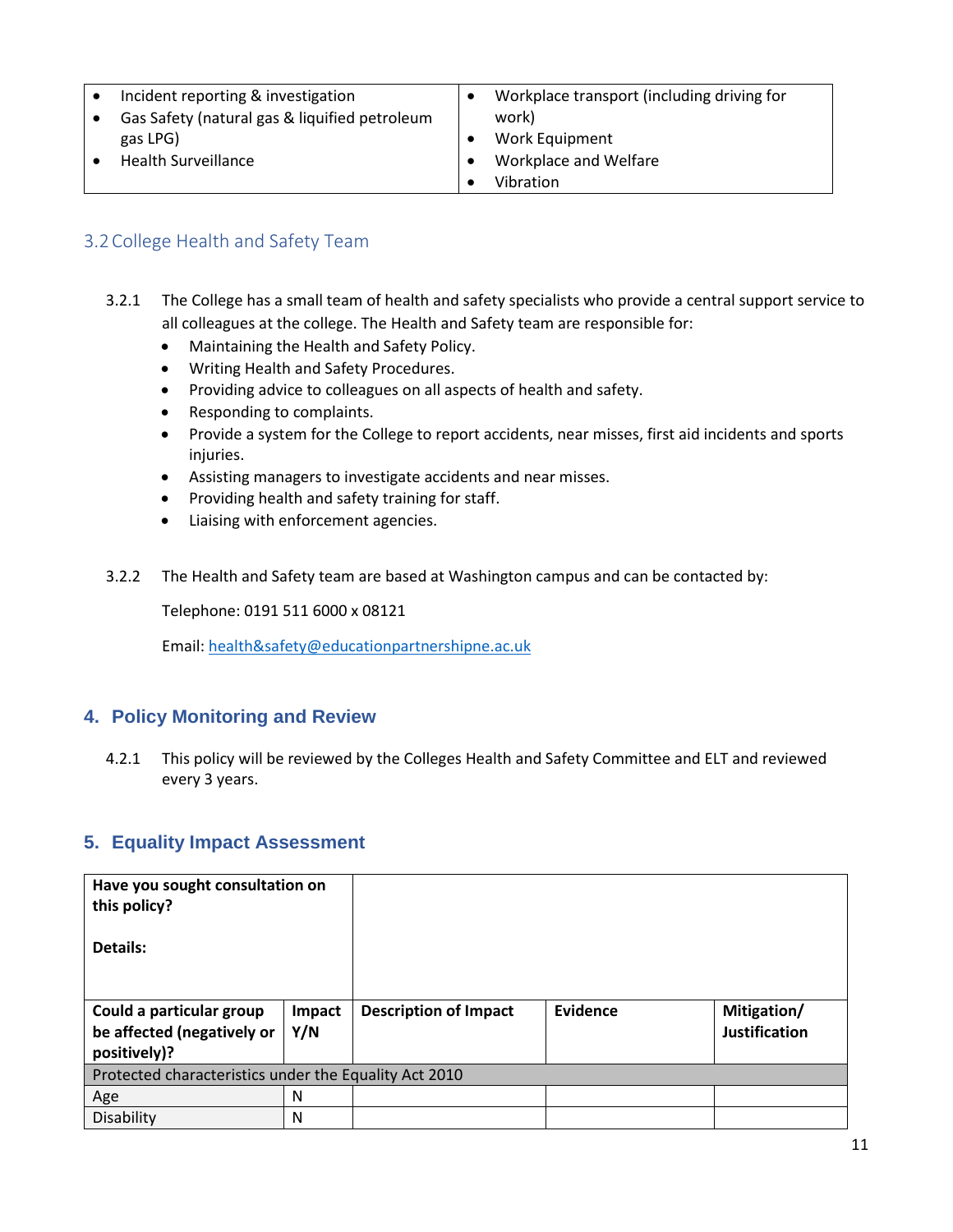| • Incident reporting & investigation<br>• Gas Safety (natural gas & liquified petroleum gas LPG)<br>• Health Surveillance | • Workplace transport (including driving for work)<br>• Work Equipment<br>• Workplace and Welfare<br>• Vibration |
|---|---|

## 3.2 College Health and Safety Team

3.2.1 The College has a small team of health and safety specialists who provide a central support service to all colleagues at the college. The Health and Safety team are responsible for:

- Maintaining the Health and Safety Policy.
- Writing Health and Safety Procedures.
- Providing advice to colleagues on all aspects of health and safety.
- Responding to complaints.
- Provide a system for the College to report accidents, near misses, first aid incidents and sports injuries.
- Assisting managers to investigate accidents and near misses.
- Providing health and safety training for staff.
- Liaising with enforcement agencies.

3.2.2 The Health and Safety team are based at Washington campus and can be contacted by:

Telephone: 0191 511 6000 x 08121

Email: health&safety@educationpartnershipne.ac.uk

## 4. Policy Monitoring and Review

4.2.1 This policy will be reviewed by the Colleges Health and Safety Committee and ELT and reviewed every 3 years.

## 5. Equality Impact Assessment

| **Have you sought consultation on this policy?**<br><br>**Details:** | | | | |
|---|---|---|---|---|
| **Could a particular group be affected (negatively or positively)?** | **Impact Y/N** | **Description of Impact** | **Evidence** | **Mitigation/ Justification** |
| Protected characteristics under the Equality Act 2010 | | | | |
| Age | N | | | |
| Disability | N | | | |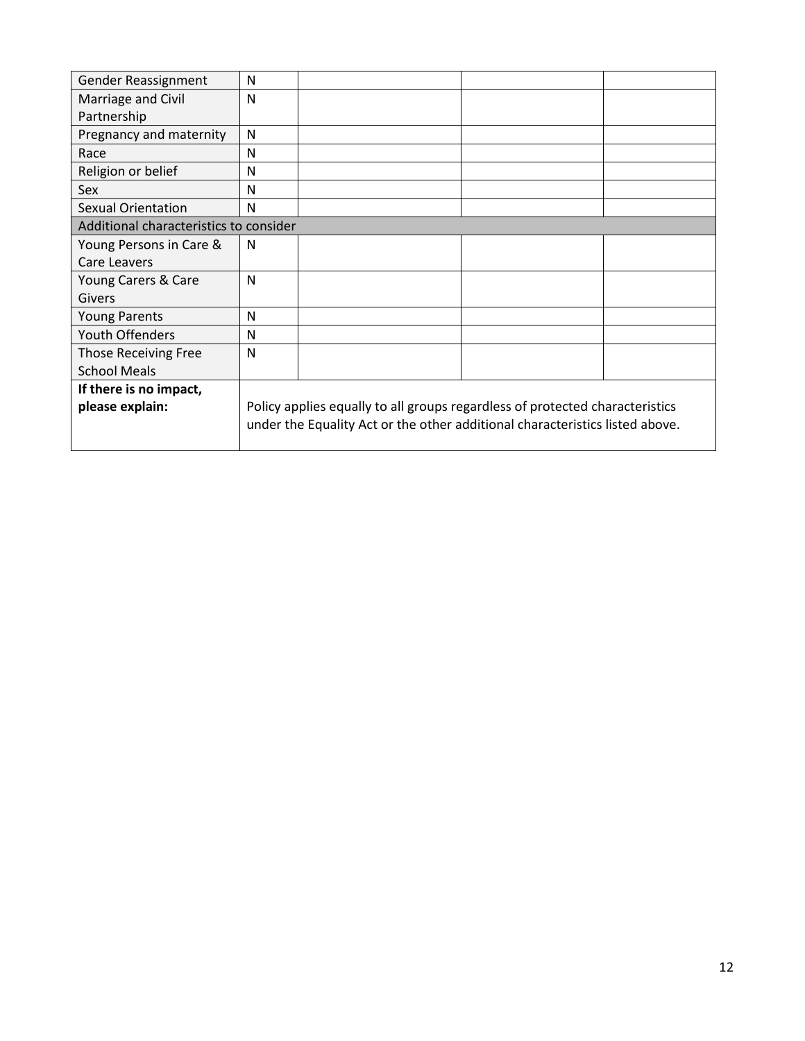| Gender Reassignment | N | | | |
|---|---|---|---|---|
| Marriage and Civil Partnership | N | | | |
| Pregnancy and maternity | N | | | |
| Race | N | | | |
| Religion or belief | N | | | |
| Sex | N | | | |
| Sexual Orientation | N | | | |
| Additional characteristics to consider | | | | |
| Young Persons in Care & Care Leavers | N | | | |
| Young Carers & Care Givers | N | | | |
| Young Parents | N | | | |
| Youth Offenders | N | | | |
| Those Receiving Free School Meals | N | | | |
| **If there is no impact, please explain:** | Policy applies equally to all groups regardless of protected characteristics under the Equality Act or the other additional characteristics listed above. | | | |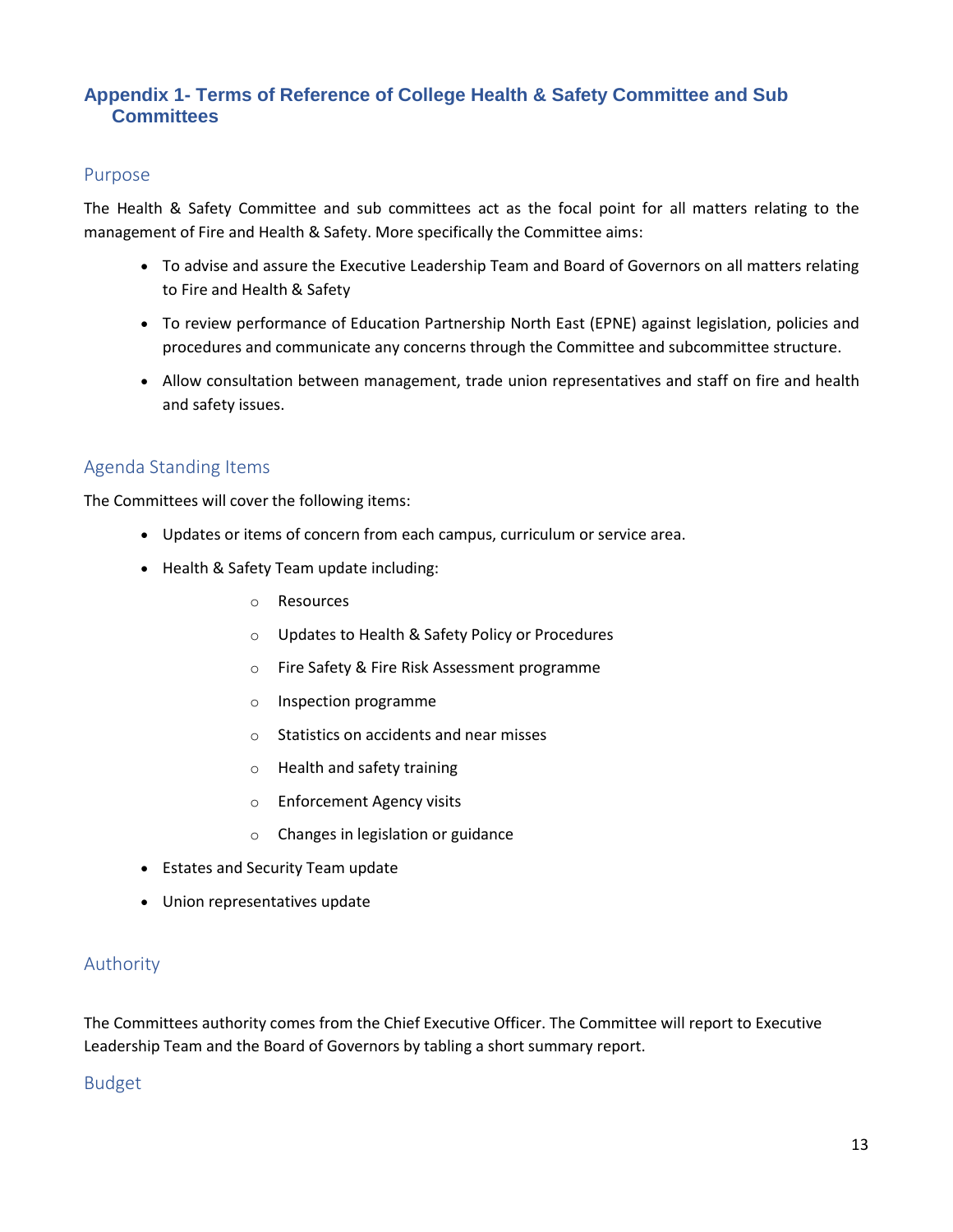## Appendix 1- Terms of Reference of College Health & Safety Committee and Sub Committees

### Purpose

The Health & Safety Committee and sub committees act as the focal point for all matters relating to the management of Fire and Health & Safety. More specifically the Committee aims:

- To advise and assure the Executive Leadership Team and Board of Governors on all matters relating to Fire and Health & Safety
- To review performance of Education Partnership North East (EPNE) against legislation, policies and procedures and communicate any concerns through the Committee and subcommittee structure.
- Allow consultation between management, trade union representatives and staff on fire and health and safety issues.

### Agenda Standing Items

The Committees will cover the following items:

- Updates or items of concern from each campus, curriculum or service area.
- Health & Safety Team update including:
  - Resources
  - Updates to Health & Safety Policy or Procedures
  - Fire Safety & Fire Risk Assessment programme
  - Inspection programme
  - Statistics on accidents and near misses
  - Health and safety training
  - Enforcement Agency visits
  - Changes in legislation or guidance
- Estates and Security Team update
- Union representatives update

### Authority

The Committees authority comes from the Chief Executive Officer. The Committee will report to Executive Leadership Team and the Board of Governors by tabling a short summary report.

### Budget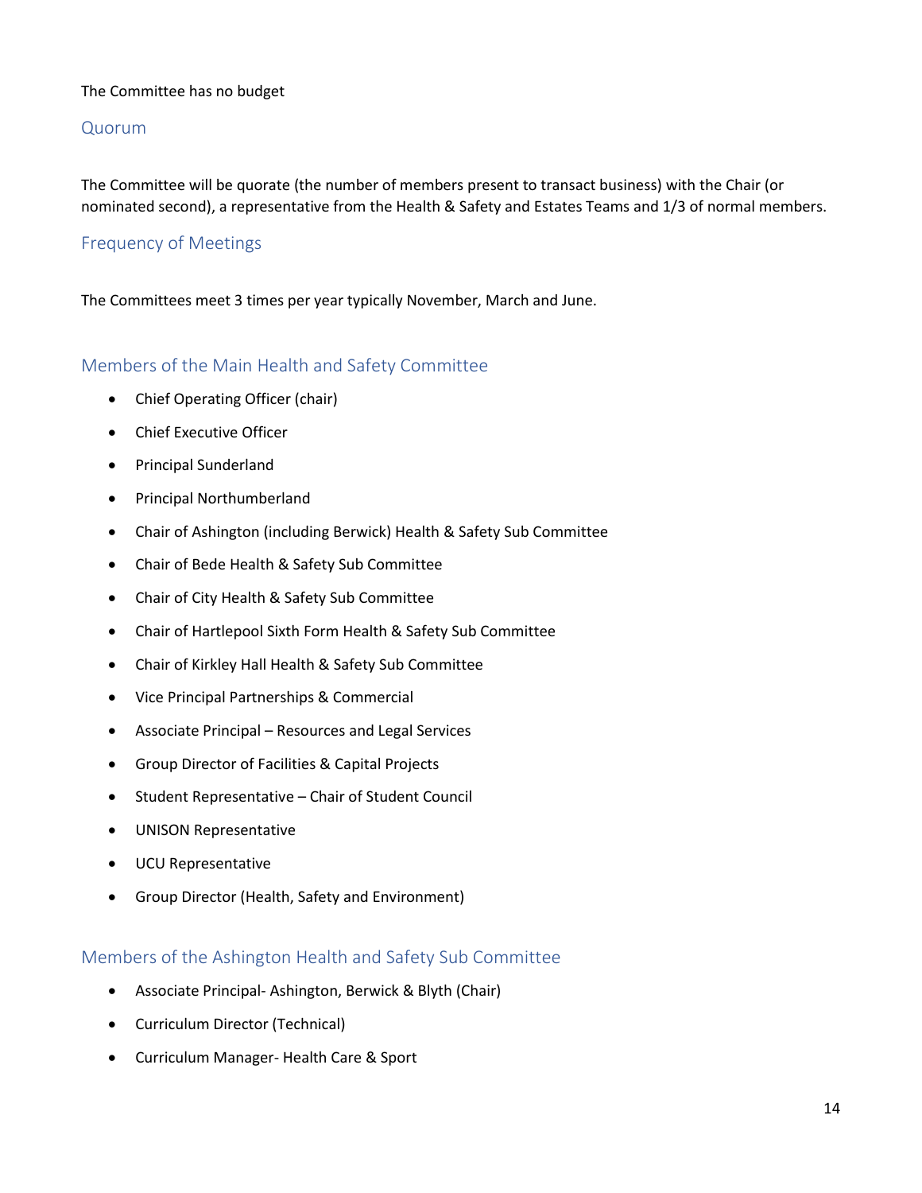The Committee has no budget

## Quorum

The Committee will be quorate (the number of members present to transact business) with the Chair (or nominated second), a representative from the Health & Safety and Estates Teams and 1/3 of normal members.

## Frequency of Meetings

The Committees meet 3 times per year typically November, March and June.

## Members of the Main Health and Safety Committee

- Chief Operating Officer (chair)
- Chief Executive Officer
- Principal Sunderland
- Principal Northumberland
- Chair of Ashington (including Berwick) Health & Safety Sub Committee
- Chair of Bede Health & Safety Sub Committee
- Chair of City Health & Safety Sub Committee
- Chair of Hartlepool Sixth Form Health & Safety Sub Committee
- Chair of Kirkley Hall Health & Safety Sub Committee
- Vice Principal Partnerships & Commercial
- Associate Principal – Resources and Legal Services
- Group Director of Facilities & Capital Projects
- Student Representative – Chair of Student Council
- UNISON Representative
- UCU Representative
- Group Director (Health, Safety and Environment)

## Members of the Ashington Health and Safety Sub Committee

- Associate Principal- Ashington, Berwick & Blyth (Chair)
- Curriculum Director (Technical)
- Curriculum Manager- Health Care & Sport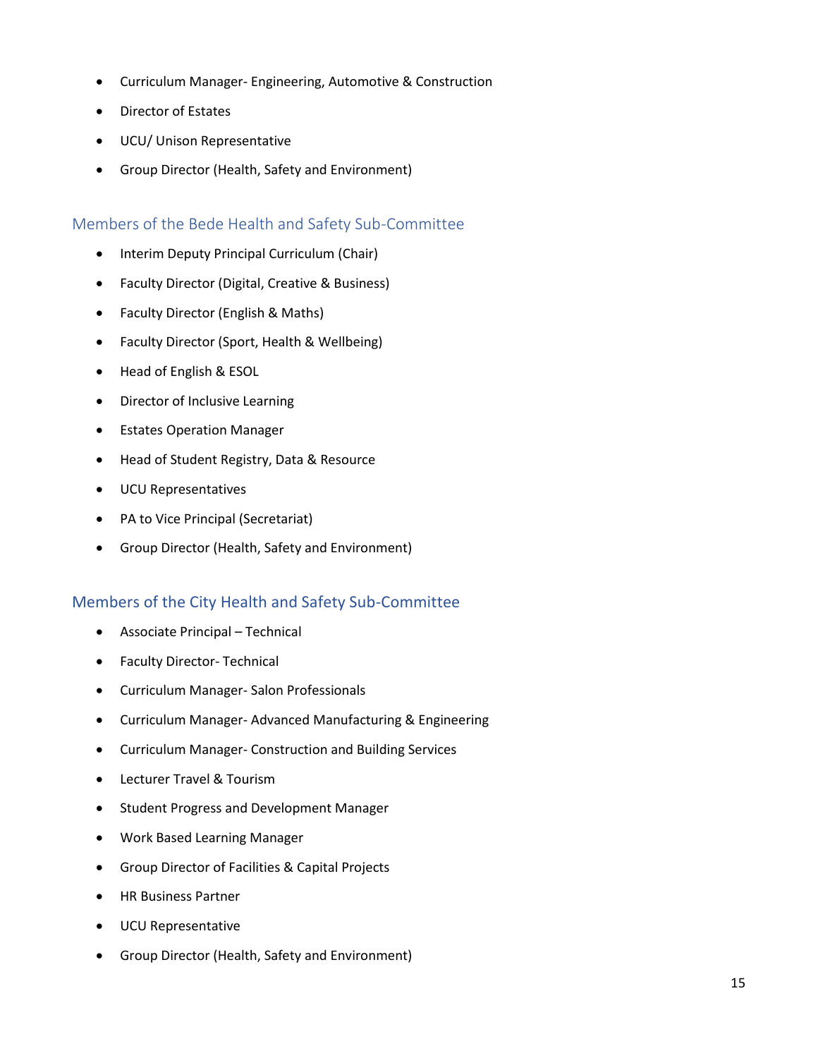- Curriculum Manager- Engineering, Automotive & Construction
- Director of Estates
- UCU/ Unison Representative
- Group Director (Health, Safety and Environment)

## Members of the Bede Health and Safety Sub-Committee

- Interim Deputy Principal Curriculum (Chair)
- Faculty Director (Digital, Creative & Business)
- Faculty Director (English & Maths)
- Faculty Director (Sport, Health & Wellbeing)
- Head of English & ESOL
- Director of Inclusive Learning
- Estates Operation Manager
- Head of Student Registry, Data & Resource
- UCU Representatives
- PA to Vice Principal (Secretariat)
- Group Director (Health, Safety and Environment)

## Members of the City Health and Safety Sub-Committee

- Associate Principal – Technical
- Faculty Director- Technical
- Curriculum Manager- Salon Professionals
- Curriculum Manager- Advanced Manufacturing & Engineering
- Curriculum Manager- Construction and Building Services
- Lecturer Travel & Tourism
- Student Progress and Development Manager
- Work Based Learning Manager
- Group Director of Facilities & Capital Projects
- HR Business Partner
- UCU Representative
- Group Director (Health, Safety and Environment)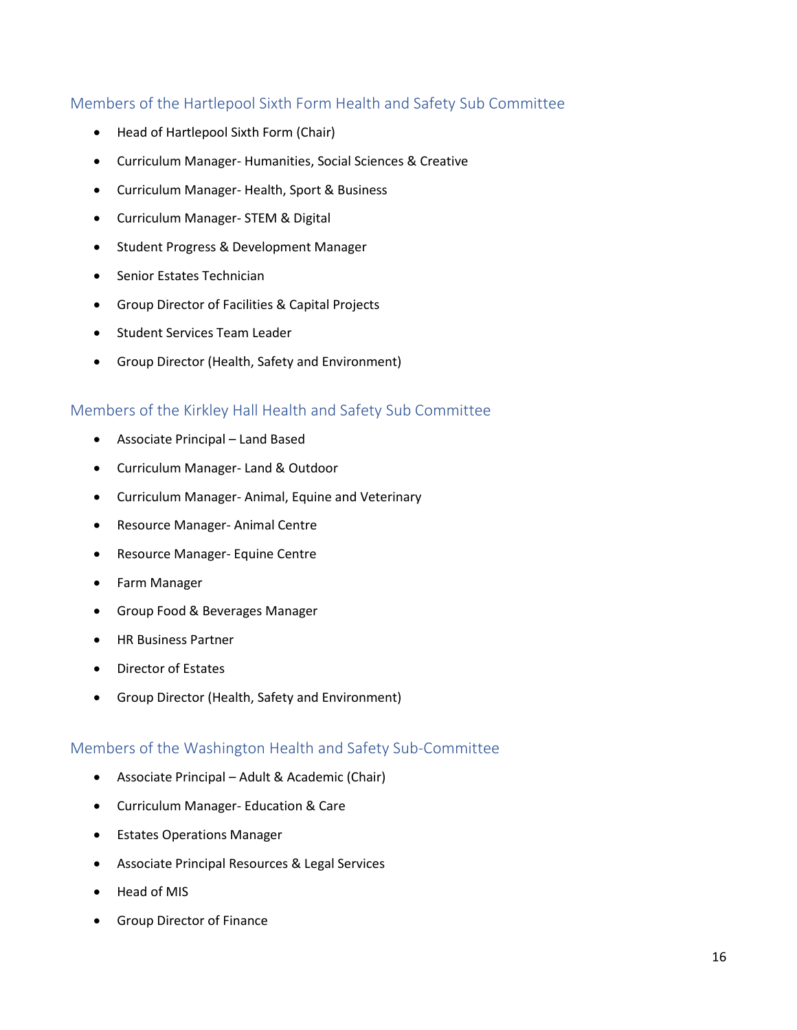## Members of the Hartlepool Sixth Form Health and Safety Sub Committee

- Head of Hartlepool Sixth Form (Chair)
- Curriculum Manager- Humanities, Social Sciences & Creative
- Curriculum Manager- Health, Sport & Business
- Curriculum Manager- STEM & Digital
- Student Progress & Development Manager
- Senior Estates Technician
- Group Director of Facilities & Capital Projects
- Student Services Team Leader
- Group Director (Health, Safety and Environment)

## Members of the Kirkley Hall Health and Safety Sub Committee

- Associate Principal – Land Based
- Curriculum Manager- Land & Outdoor
- Curriculum Manager- Animal, Equine and Veterinary
- Resource Manager- Animal Centre
- Resource Manager- Equine Centre
- Farm Manager
- Group Food & Beverages Manager
- HR Business Partner
- Director of Estates
- Group Director (Health, Safety and Environment)

## Members of the Washington Health and Safety Sub-Committee

- Associate Principal – Adult & Academic (Chair)
- Curriculum Manager- Education & Care
- Estates Operations Manager
- Associate Principal Resources & Legal Services
- Head of MIS
- Group Director of Finance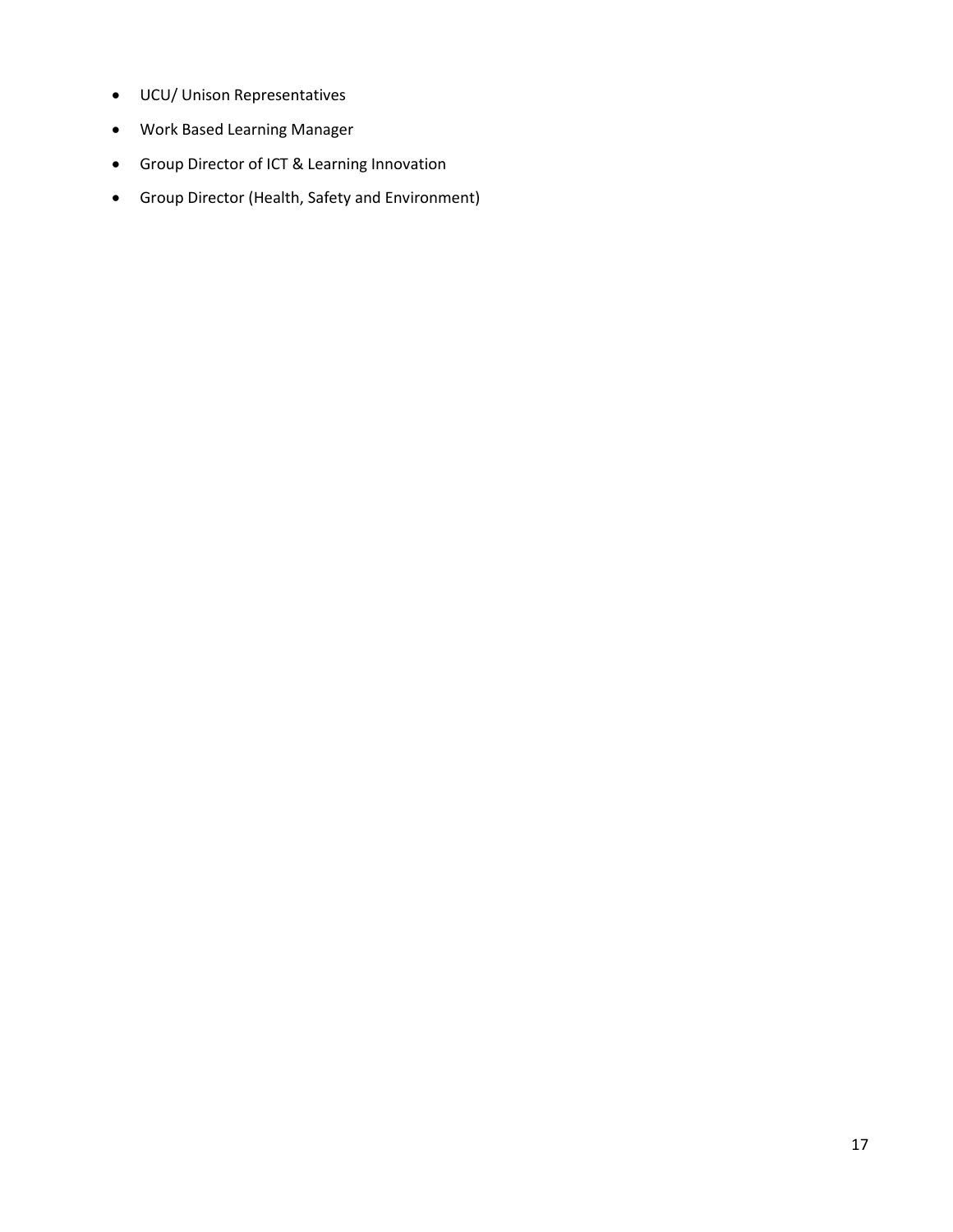- UCU/ Unison Representatives
- Work Based Learning Manager
- Group Director of ICT & Learning Innovation
- Group Director (Health, Safety and Environment)